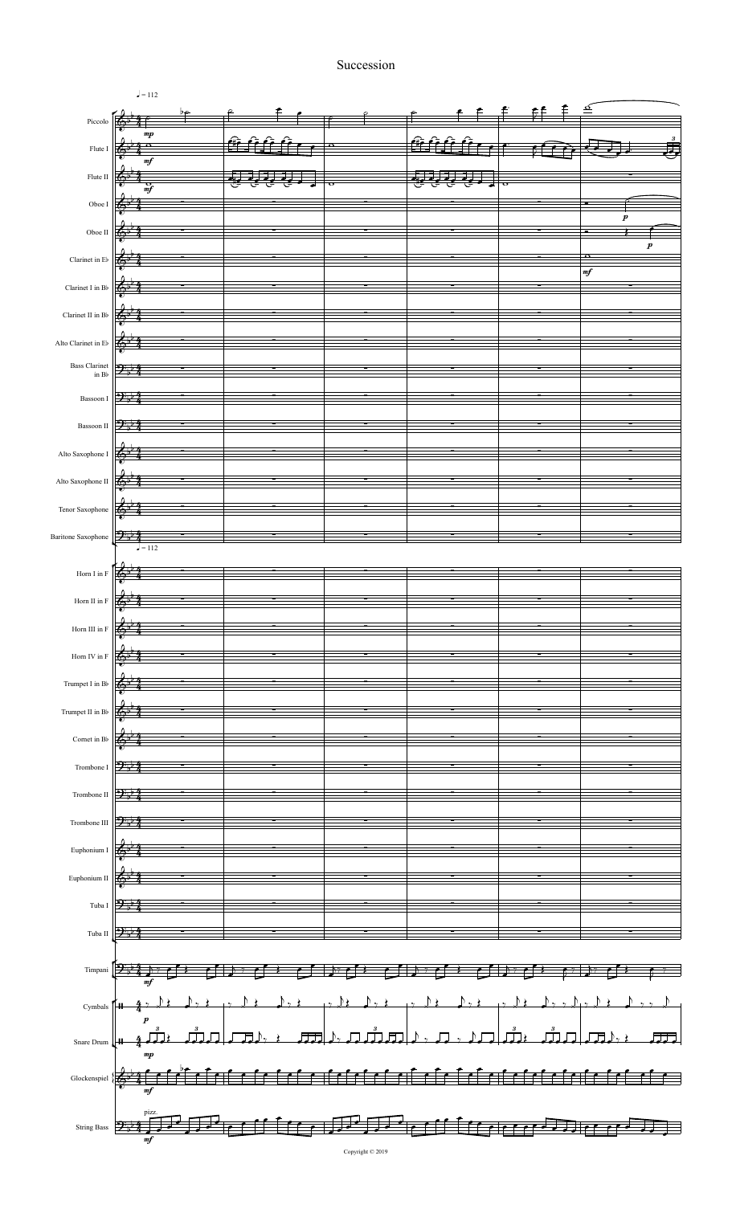# Succession

Copyright © 2019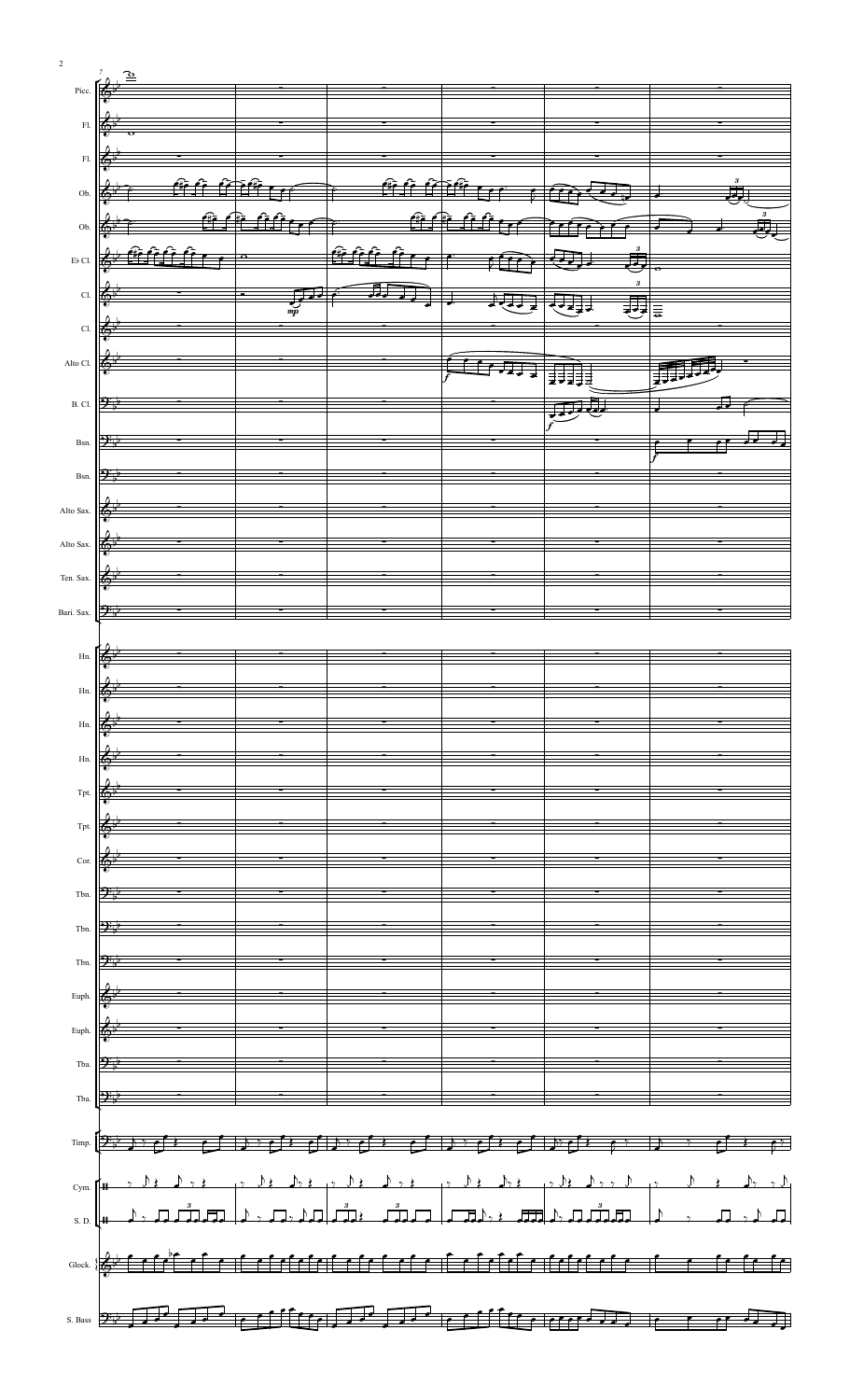Picc.

Fl.

Fl.

Ob.

Ob.

E♭ Cl.

Cl.

Cl.

Alto Cl.

B. Cl.

Bsn.

Bsn.

Alto Sax.

Alto Sax.

Ten. Sax.

Bari. Sax.

Hn.

Hn.

Hn.

Hn.

Tpt.

Tpt.

Cor.

Tbn.

Tbn.

Tbn.

Euph.

Euph.

Tba.

Tba.

Timp.

Cym.

S. D.

Glock.

S. Bass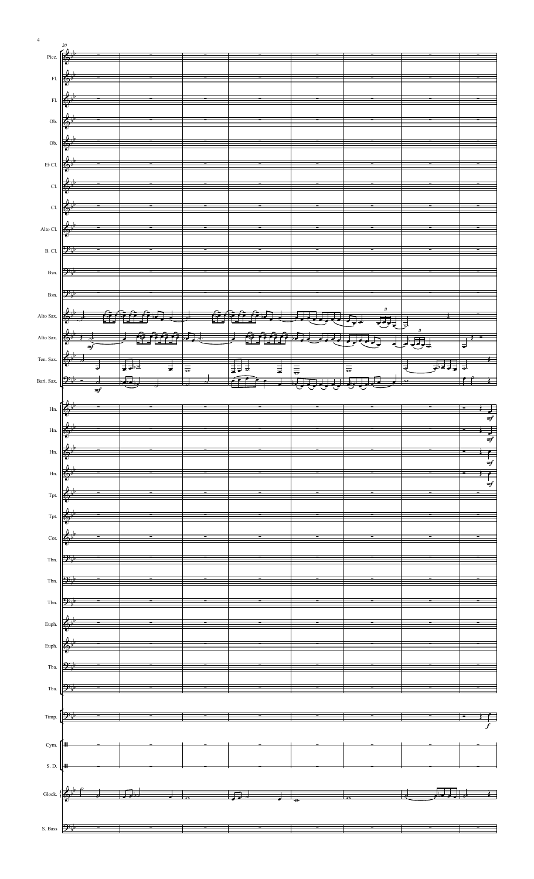20

Picc.

Fl.

Fl.

Ob.

Ob.

E♭ Cl.

Cl.

Cl.

Alto Cl.

B. Cl.

Bsn.

Bsn.

Alto Sax.

Alto Sax.

Ten. Sax.

Bari. Sax.

Hn.

Hn.

Hn.

Hn.

Tpt.

Tpt.

Cor.

Tbn.

Tbn.

Tbn.

Euph.

Euph.

Tba.

Tba.

Timp.

Cym.

S. D.

Glock.

S. Bass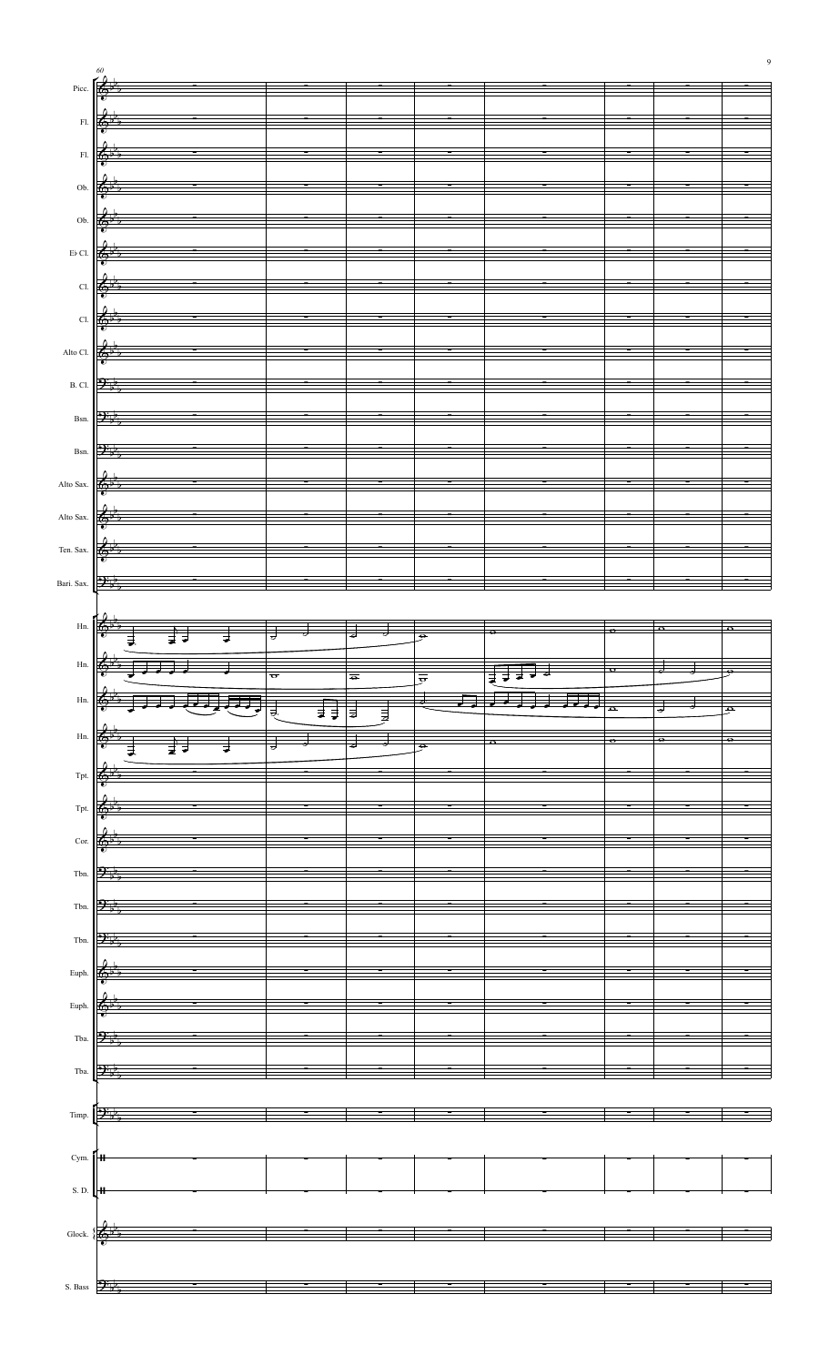60

Picc.

Fl.

Fl.

Ob.

Ob.

E♭ Cl.

Cl.

Cl.

Alto Cl.

B. Cl.

Bsn.

Bsn.

Alto Sax.

Alto Sax.

Ten. Sax.

Bari. Sax.

Hn.

Hn.

Hn.

Hn.

Tpt.

Tpt.

Cor.

Tbn.

Tbn.

Tbn.

Euph.

Euph.

Tba.

Tba.

Timp.

Cym.

S. D.

Glock.

S. Bass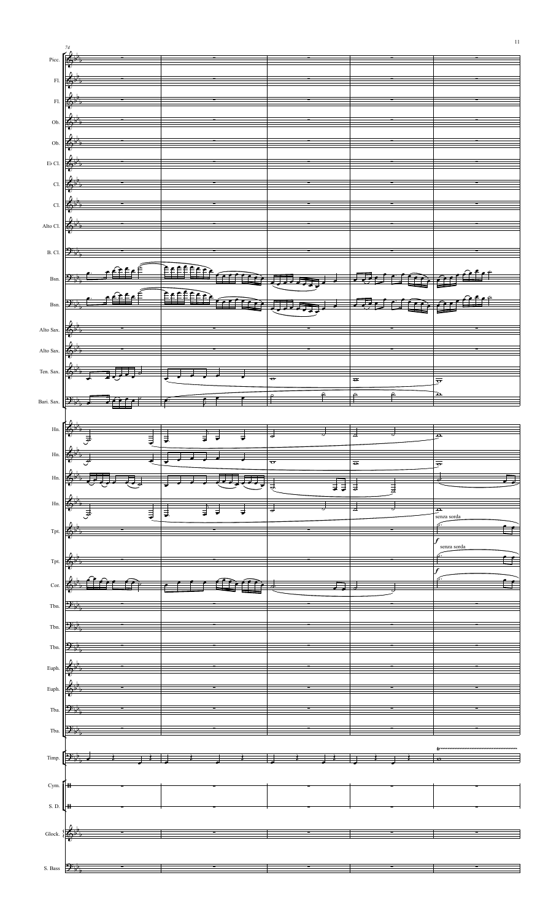74

Picc.
Fl.
Fl.
Ob.
Ob.
E♭ Cl.
Cl.
Cl.
Alto Cl.
B. Cl.
Bsn.
Bsn.
Alto Sax.
Alto Sax.
Ten. Sax.
Bari. Sax.
Hn.
Hn.
Hn.
Hn.
Tpt.
Tpt.
Cor.
Tbn.
Tbn.
Tbn.
Euph.
Euph.
Tba.
Tba.
Timp.
Cym.
S. D.
Glock.
S. Bass

senza sorda

*f*

senza sorda

*f*

tr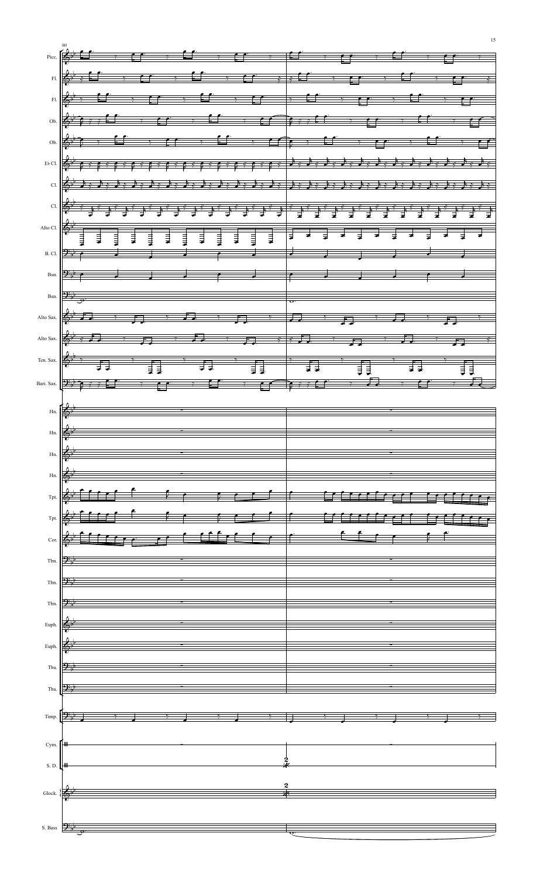90

Picc.

Fl.

Fl.

Ob.

Ob.

E♭ Cl.

Cl.

Cl.

Alto Cl.

B. Cl.

Bsn.

Bsn.

Alto Sax.

Alto Sax.

Ten. Sax.

Bari. Sax.

Hn.

Hn.

Hn.

Hn.

Tpt.

Tpt.

Cor.

Tbn.

Tbn.

Tbn.

Euph.

Euph.

Tba.

Tba.

Timp.

Cym.

S. D.

Glock.

S. Bass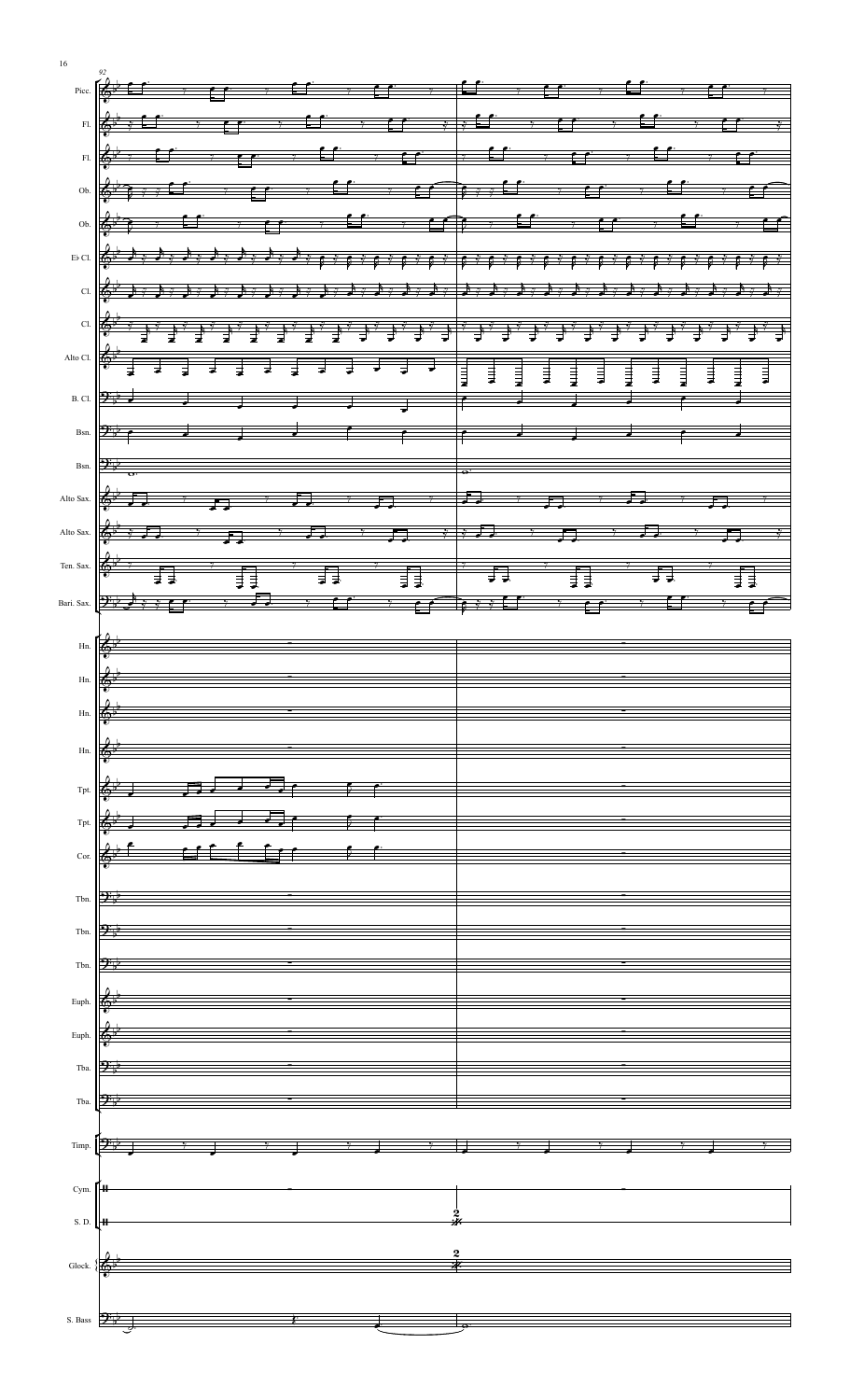92

Picc.

Fl.

Fl.

Ob.

Ob.

E♭ Cl.

Cl.

Cl.

Alto Cl.

B. Cl.

Bsn.

Bsn.

Alto Sax.

Alto Sax.

Ten. Sax.

Bari. Sax.

Hn.

Hn.

Hn.

Hn.

Tpt.

Tpt.

Cor.

Tbn.

Tbn.

Tbn.

Euph.

Euph.

Tba.

Tba.

Timp.

Cym.

S. D.

Glock.

S. Bass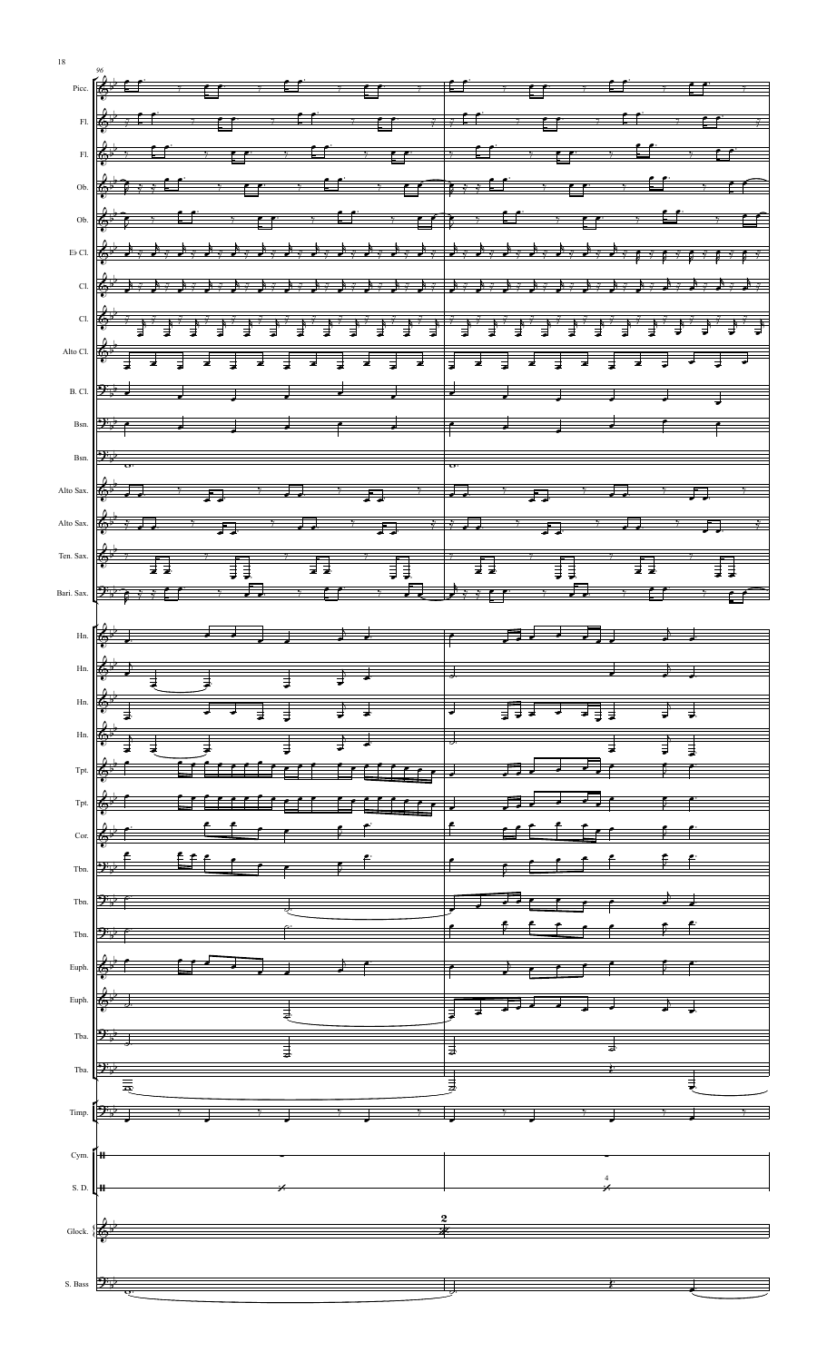96

Picc.

Fl.

Fl.

Ob.

Ob.

E♭ Cl.

Cl.

Cl.

Alto Cl.

B. Cl.

Bsn.

Bsn.

Alto Sax.

Alto Sax.

Ten. Sax.

Bari. Sax.

Hn.

Hn.

Hn.

Hn.

Tpt.

Tpt.

Cor.

Tbn.

Tbn.

Tbn.

Euph.

Euph.

Tba.

Tba.

Timp.

Cym.

S. D.

Glock.

S. Bass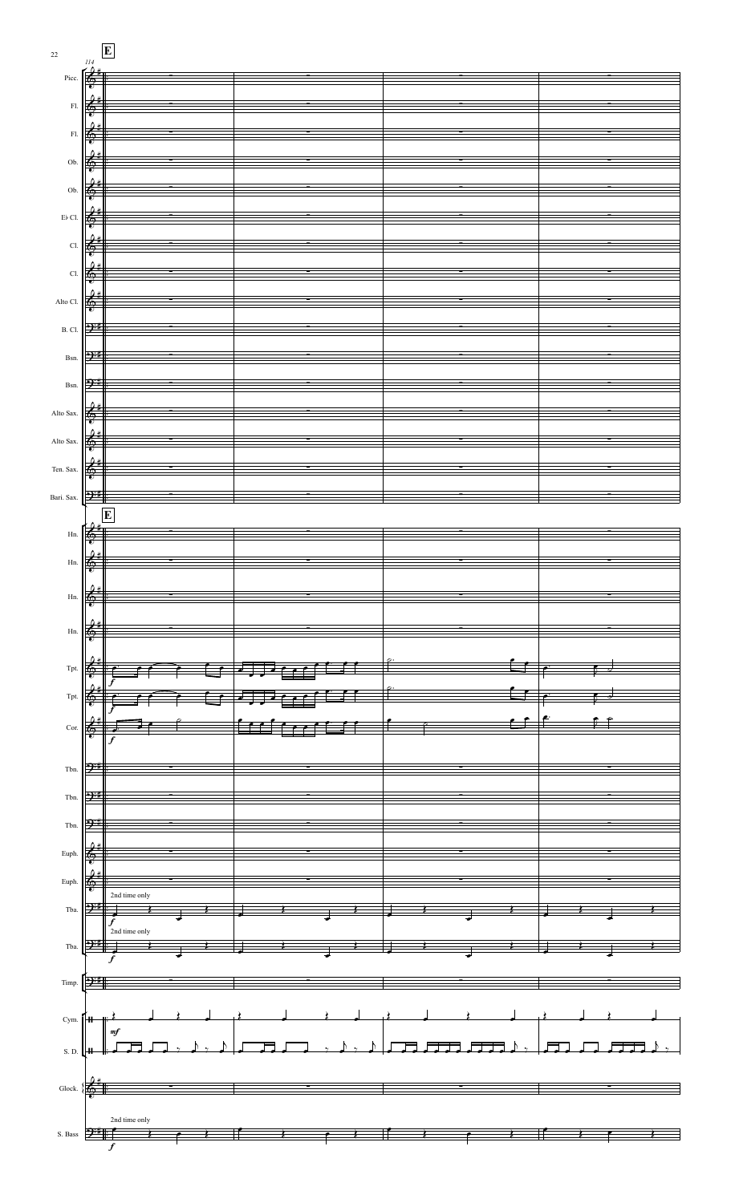**E**

114

Picc.
Fl.
Fl.
Ob.
Ob.
E♭ Cl.
Cl.
Cl.
Alto Cl.
B. Cl.
Bsn.
Bsn.
Alto Sax.
Alto Sax.
Ten. Sax.
Bari. Sax.

**E**

Hn.
Hn.
Hn.
Hn.
Tpt.
Tpt.
Cor.
Tbn.
Tbn.
Tbn.
Euph.
Euph.
Tba. — 2nd time only
Tba. — 2nd time only
Timp.
Cym.
S. D.
Glock.
S. Bass — 2nd time only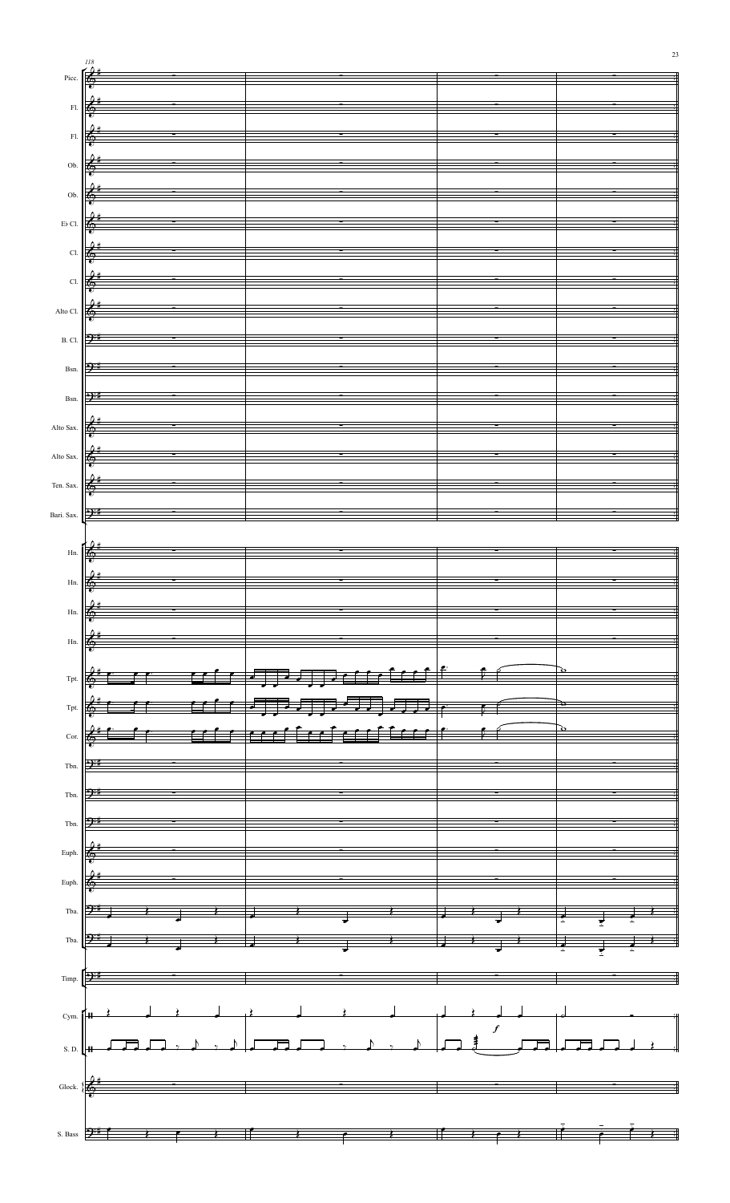118

Picc.

Fl.

Fl.

Ob.

Ob.

E♭ Cl.

Cl.

Cl.

Alto Cl.

B. Cl.

Bsn.

Bsn.

Alto Sax.

Alto Sax.

Ten. Sax.

Bari. Sax.

Hn.

Hn.

Hn.

Hn.

Tpt.

Tpt.

Cor.

Tbn.

Tbn.

Tbn.

Euph.

Euph.

Tba.

Tba.

Timp.

Cym.

S. D.

*f*

Glock.

S. Bass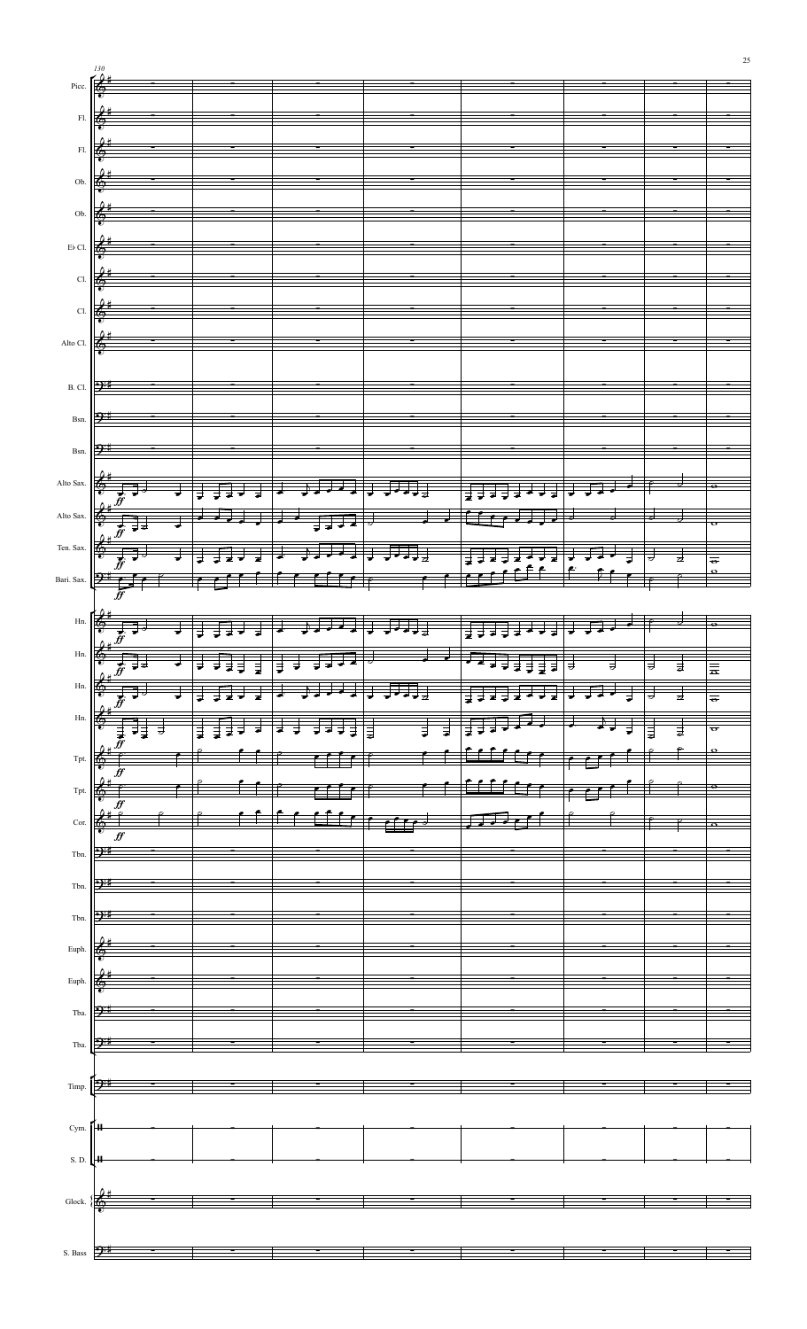130

Picc.

Fl.

Fl.

Ob.

Ob.

E♭ Cl.

Cl.

Cl.

Alto Cl.

B. Cl.

Bsn.

Bsn.

Alto Sax.

Alto Sax.

Ten. Sax.

Bari. Sax.

Hn.

Hn.

Hn.

Hn.

Tpt.

Tpt.

Cor.

Tbn.

Tbn.

Tbn.

Euph.

Euph.

Tba.

Tba.

Timp.

Cym.

S. D.

Glock.

S. Bass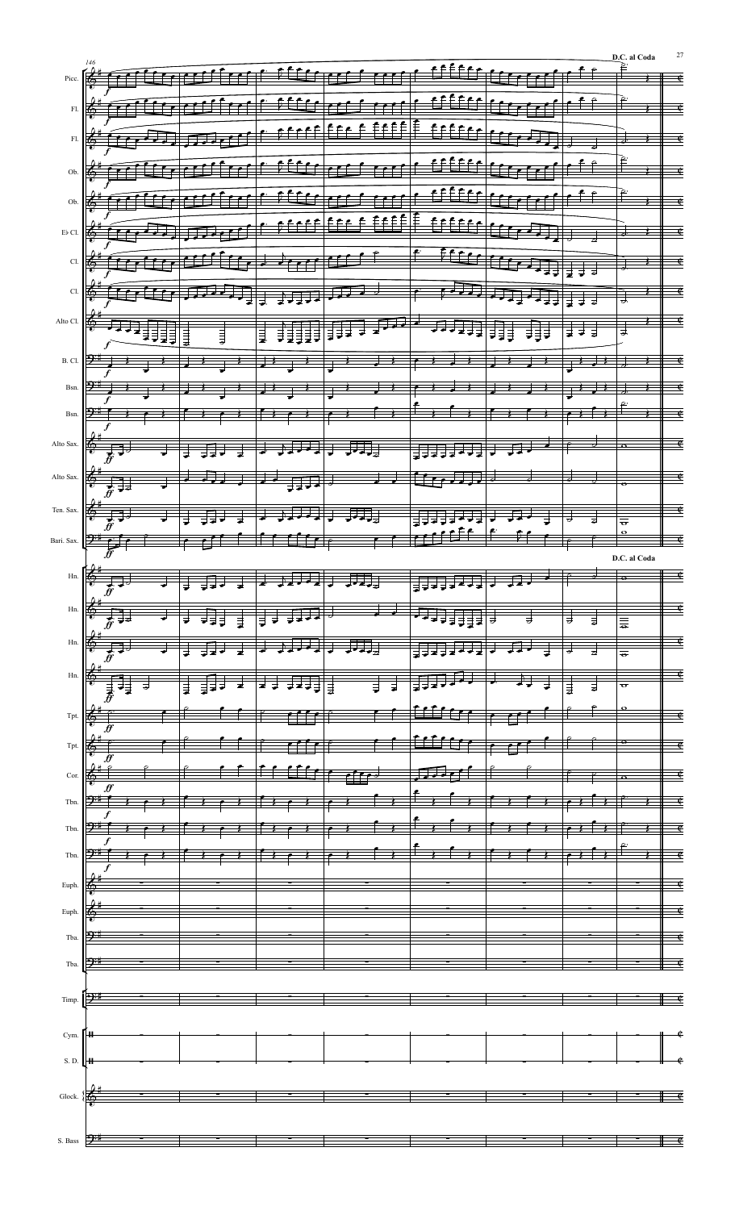D.C. al Coda

D.C. al Coda